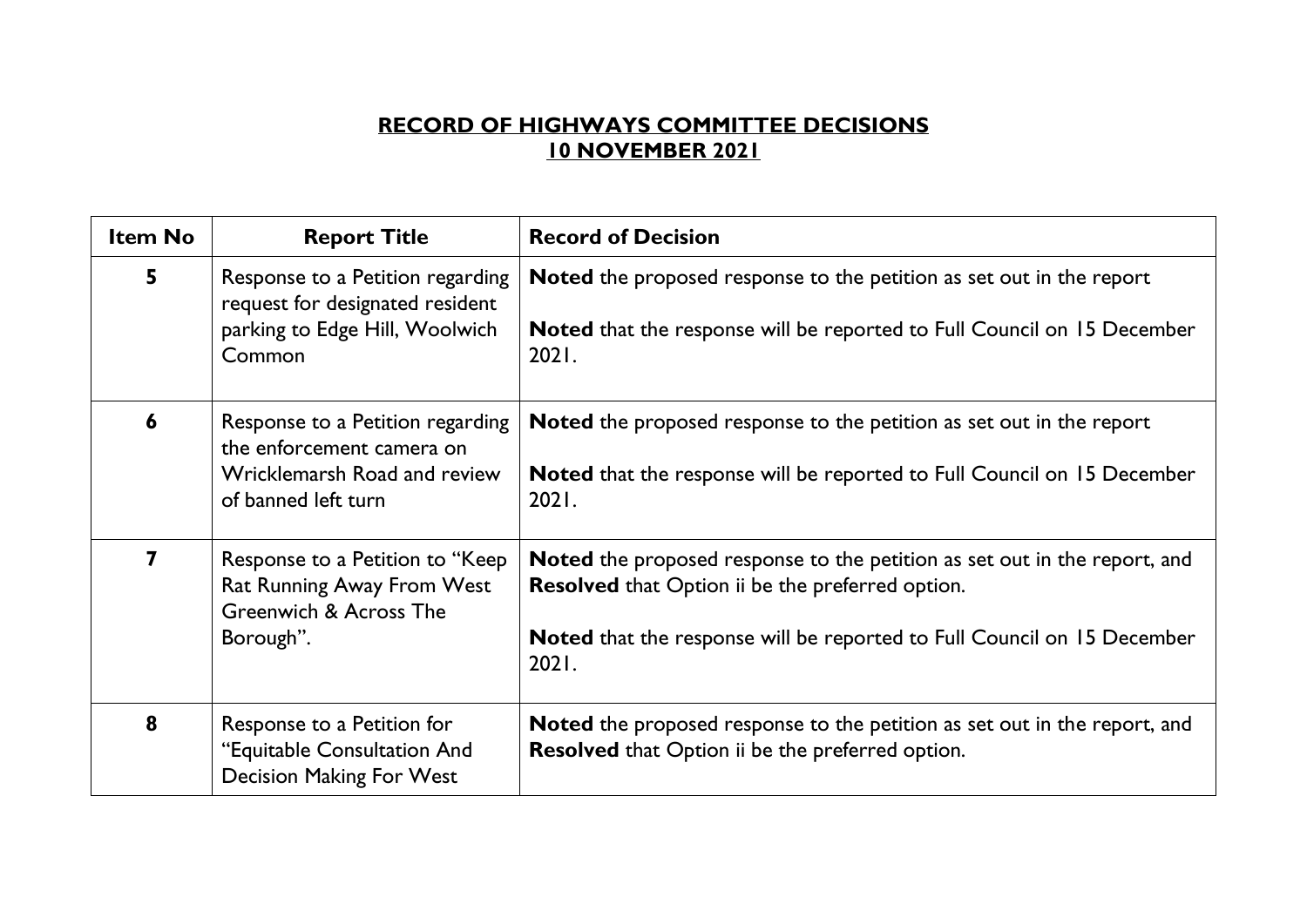# RECORD OF HIGHWAYS COMMITTEE DECISIONS
## 10 NOVEMBER 2021

| Item No | Report Title | Record of Decision |
|---|---|---|
| 5 | Response to a Petition regarding request for designated resident parking to Edge Hill, Woolwich Common | **Noted** the proposed response to the petition as set out in the report<br><br>**Noted** that the response will be reported to Full Council on 15 December 2021. |
| 6 | Response to a Petition regarding the enforcement camera on Wricklemarsh Road and review of banned left turn | **Noted** the proposed response to the petition as set out in the report<br><br>**Noted** that the response will be reported to Full Council on 15 December 2021. |
| 7 | Response to a Petition to "Keep Rat Running Away From West Greenwich & Across The Borough". | **Noted** the proposed response to the petition as set out in the report, and **Resolved** that Option ii be the preferred option.<br><br>**Noted** that the response will be reported to Full Council on 15 December 2021. |
| 8 | Response to a Petition for "Equitable Consultation And Decision Making For West | **Noted** the proposed response to the petition as set out in the report, and **Resolved** that Option ii be the preferred option. |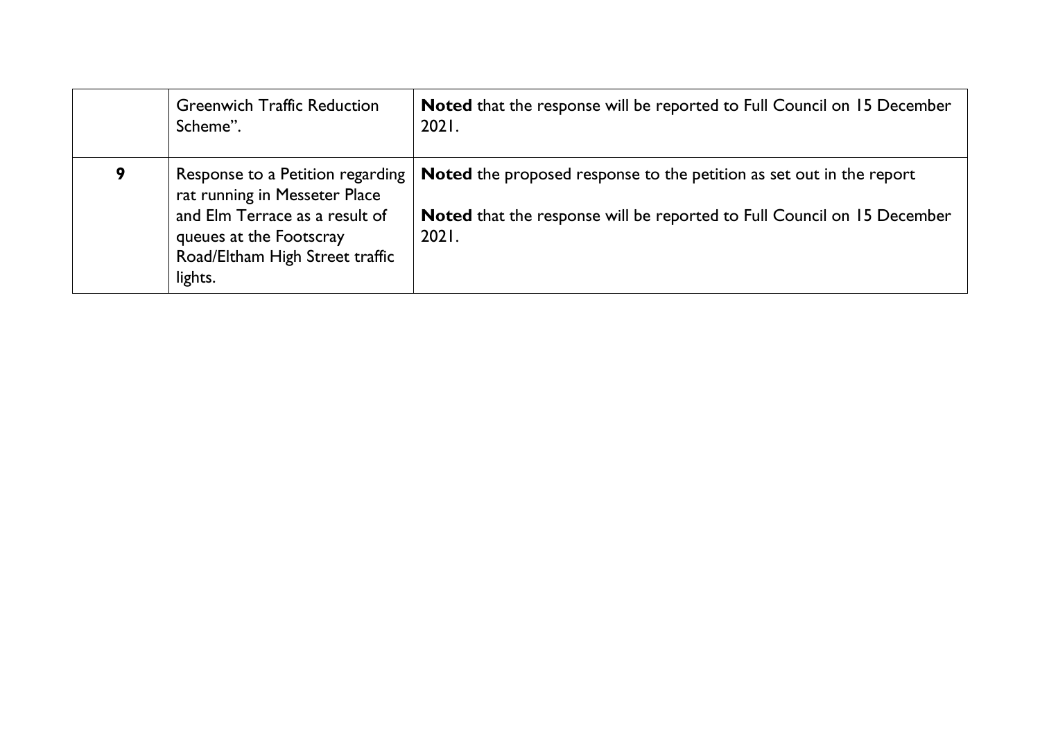| | | |
|---|---|---|
| | Greenwich Traffic Reduction Scheme". | **Noted** that the response will be reported to Full Council on 15 December 2021. |
| **9** | Response to a Petition regarding rat running in Messeter Place and Elm Terrace as a result of queues at the Footscray Road/Eltham High Street traffic lights. | **Noted** the proposed response to the petition as set out in the report<br><br>**Noted** that the response will be reported to Full Council on 15 December 2021. |